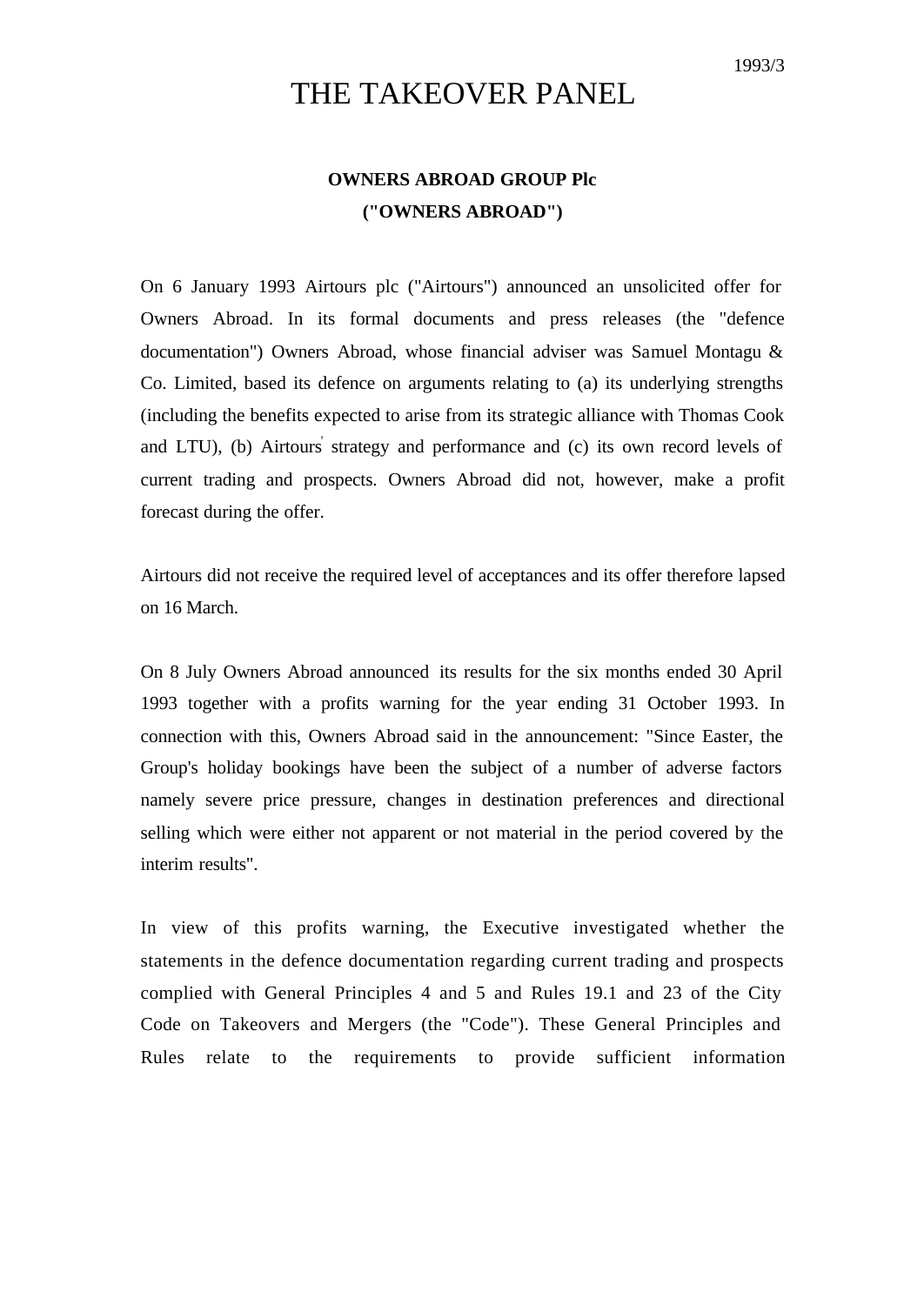1993/3

# THE TAKEOVER PANEL

## OWNERS ABROAD GROUP Plc
## ("OWNERS ABROAD")

On 6 January 1993 Airtours plc ("Airtours") announced an unsolicited offer for Owners Abroad. In its formal documents and press releases (the "defence documentation") Owners Abroad, whose financial adviser was Samuel Montagu & Co. Limited, based its defence on arguments relating to (a) its underlying strengths (including the benefits expected to arise from its strategic alliance with Thomas Cook and LTU), (b) Airtours' strategy and performance and (c) its own record levels of current trading and prospects. Owners Abroad did not, however, make a profit forecast during the offer.

Airtours did not receive the required level of acceptances and its offer therefore lapsed on 16 March.

On 8 July Owners Abroad announced its results for the six months ended 30 April 1993 together with a profits warning for the year ending 31 October 1993. In connection with this, Owners Abroad said in the announcement: "Since Easter, the Group's holiday bookings have been the subject of a number of adverse factors namely severe price pressure, changes in destination preferences and directional selling which were either not apparent or not material in the period covered by the interim results".

In view of this profits warning, the Executive investigated whether the statements in the defence documentation regarding current trading and prospects complied with General Principles 4 and 5 and Rules 19.1 and 23 of the City Code on Takeovers and Mergers (the "Code"). These General Principles and Rules relate to the requirements to provide sufficient information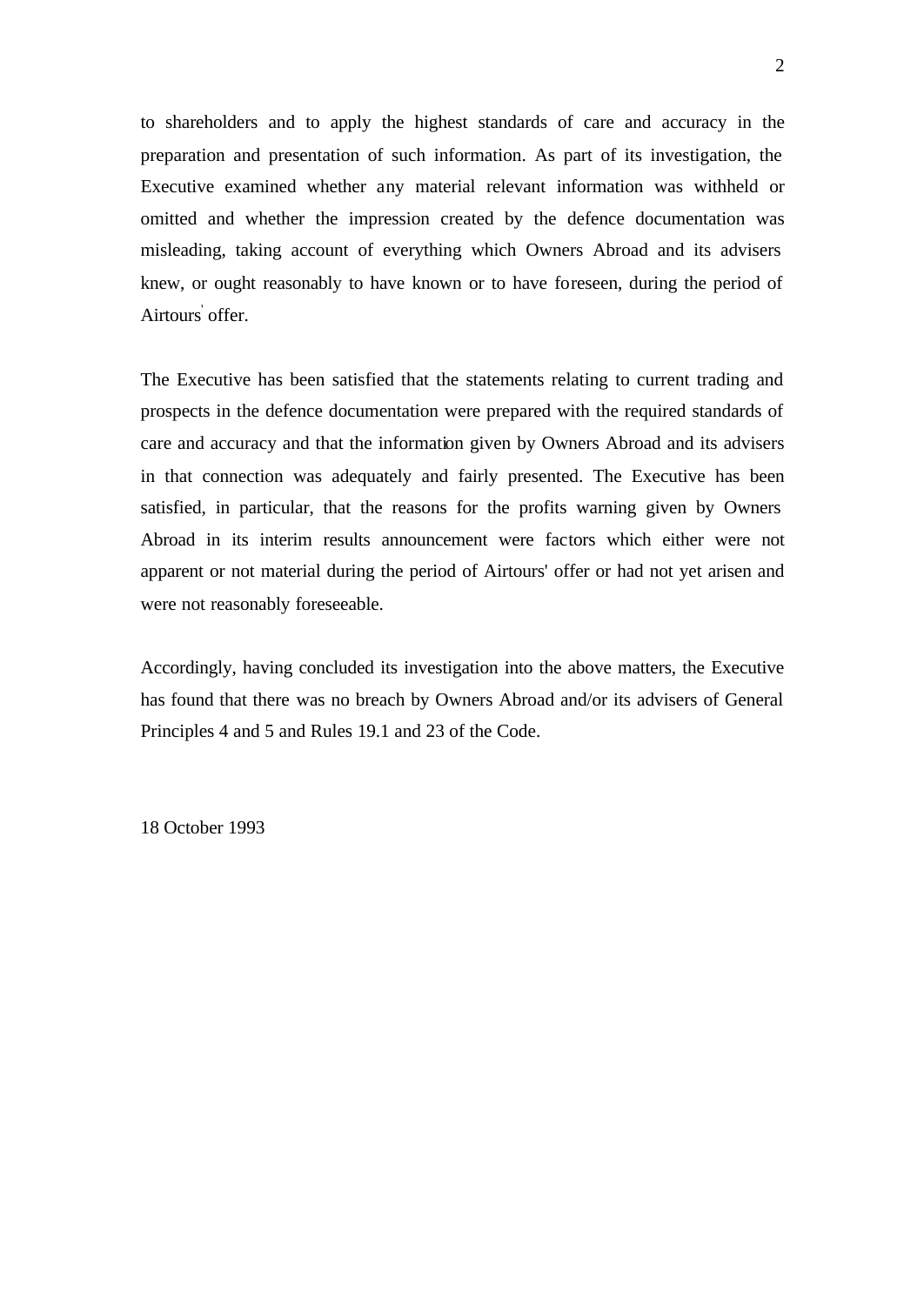to shareholders and to apply the highest standards of care and accuracy in the preparation and presentation of such information. As part of its investigation, the Executive examined whether any material relevant information was withheld or omitted and whether the impression created by the defence documentation was misleading, taking account of everything which Owners Abroad and its advisers knew, or ought reasonably to have known or to have foreseen, during the period of Airtours' offer.

The Executive has been satisfied that the statements relating to current trading and prospects in the defence documentation were prepared with the required standards of care and accuracy and that the information given by Owners Abroad and its advisers in that connection was adequately and fairly presented. The Executive has been satisfied, in particular, that the reasons for the profits warning given by Owners Abroad in its interim results announcement were factors which either were not apparent or not material during the period of Airtours' offer or had not yet arisen and were not reasonably foreseeable.

Accordingly, having concluded its investigation into the above matters, the Executive has found that there was no breach by Owners Abroad and/or its advisers of General Principles 4 and 5 and Rules 19.1 and 23 of the Code.

18 October 1993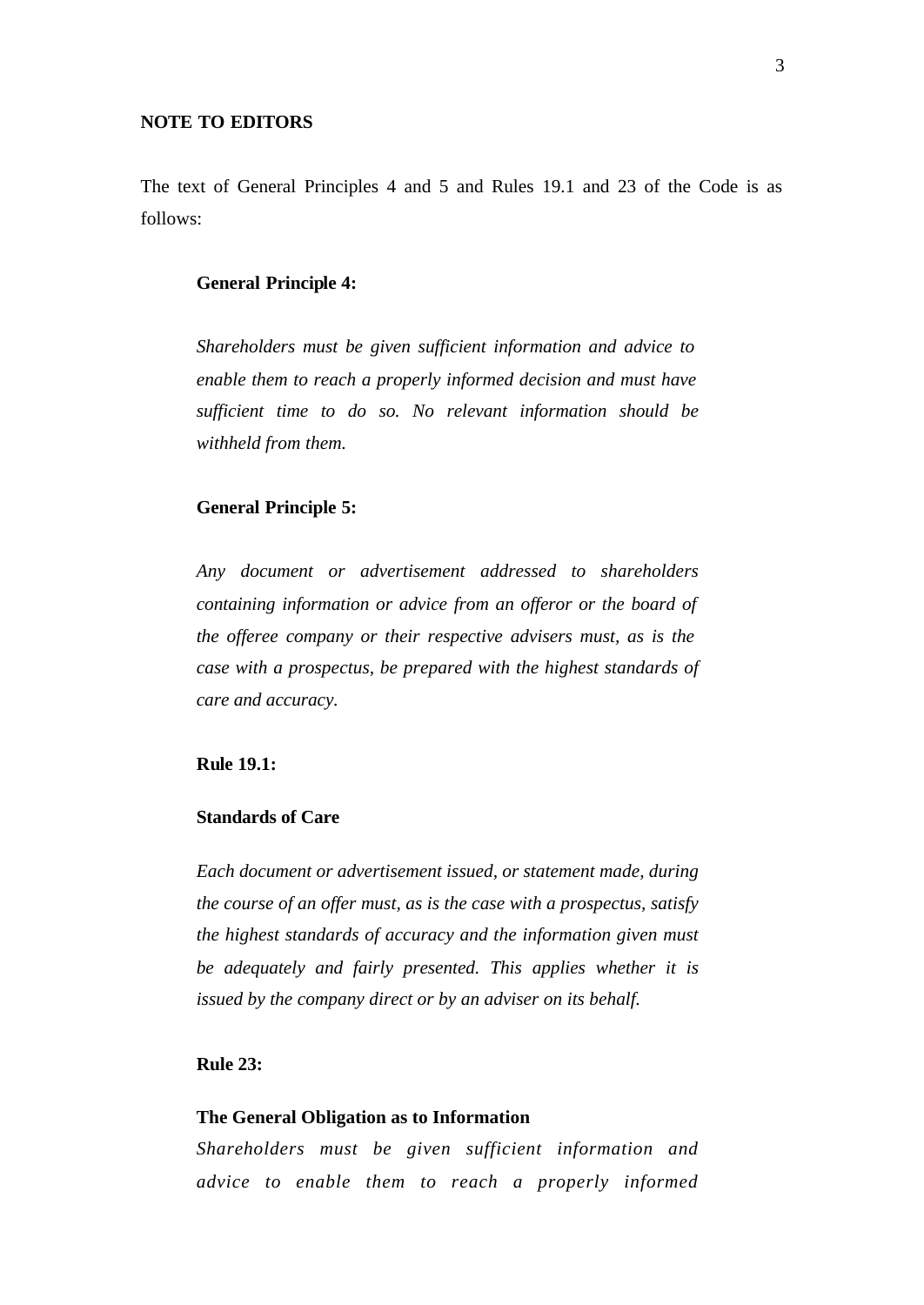**NOTE TO EDITORS**

The text of General Principles 4 and 5 and Rules 19.1 and 23 of the Code is as follows:

> **General Principle 4:**
>
> *Shareholders must be given sufficient information and advice to enable them to reach a properly informed decision and must have sufficient time to do so. No relevant information should be withheld from them.*
>
> **General Principle 5:**
>
> *Any document or advertisement addressed to shareholders containing information or advice from an offeror or the board of the offeree company or their respective advisers must, as is the case with a prospectus, be prepared with the highest standards of care and accuracy.*
>
> **Rule 19.1:**
>
> **Standards of Care**
>
> *Each document or advertisement issued, or statement made, during the course of an offer must, as is the case with a prospectus, satisfy the highest standards of accuracy and the information given must be adequately and fairly presented. This applies whether it is issued by the company direct or by an adviser on its behalf.*
>
> **Rule 23:**
>
> **The General Obligation as to Information**
>
> *Shareholders must be given sufficient information and advice to enable them to reach a properly informed*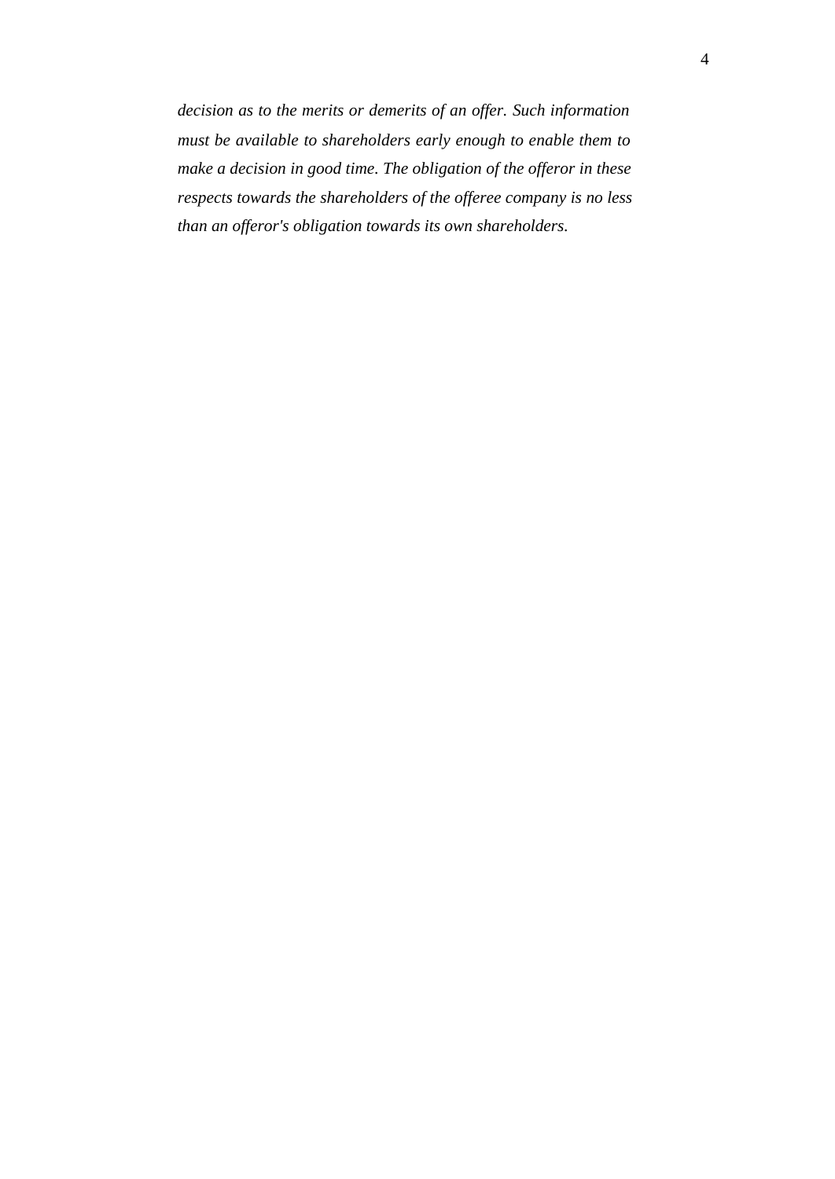*decision as to the merits or demerits of an offer. Such information must be available to shareholders early enough to enable them to make a decision in good time. The obligation of the offeror in these respects towards the shareholders of the offeree company is no less than an offeror's obligation towards its own shareholders.*